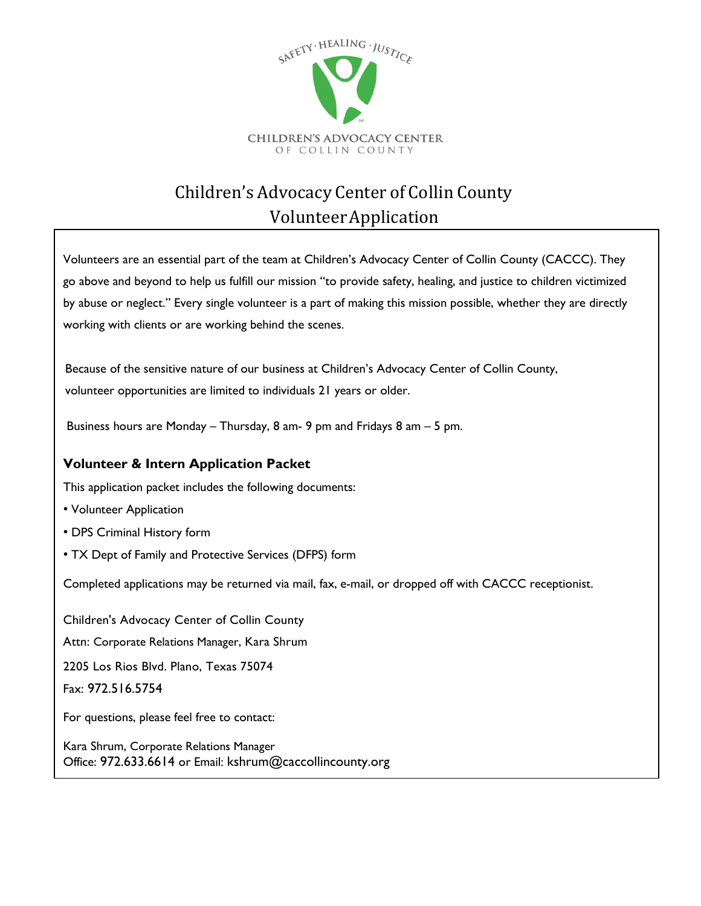SAFETY · HEALING · JUSTICE

CHILDREN'S ADVOCACY CENTER
OF COLLIN COUNTY

# Children's Advocacy Center of Collin County Volunteer Application

Volunteers are an essential part of the team at Children's Advocacy Center of Collin County (CACCC). They go above and beyond to help us fulfill our mission "to provide safety, healing, and justice to children victimized by abuse or neglect." Every single volunteer is a part of making this mission possible, whether they are directly working with clients or are working behind the scenes.

Because of the sensitive nature of our business at Children's Advocacy Center of Collin County, volunteer opportunities are limited to individuals 21 years or older.

Business hours are Monday – Thursday, 8 am- 9 pm and Fridays 8 am – 5 pm.

## Volunteer & Intern Application Packet

This application packet includes the following documents:

- Volunteer Application
- DPS Criminal History form
- TX Dept of Family and Protective Services (DFPS) form

Completed applications may be returned via mail, fax, e-mail, or dropped off with CACCC receptionist.

Children's Advocacy Center of Collin County

Attn: Corporate Relations Manager, Kara Shrum

2205 Los Rios Blvd. Plano, Texas 75074

Fax: 972.516.5754

For questions, please feel free to contact:

Kara Shrum, Corporate Relations Manager
Office: 972.633.6614 or Email: kshrum@caccollincounty.org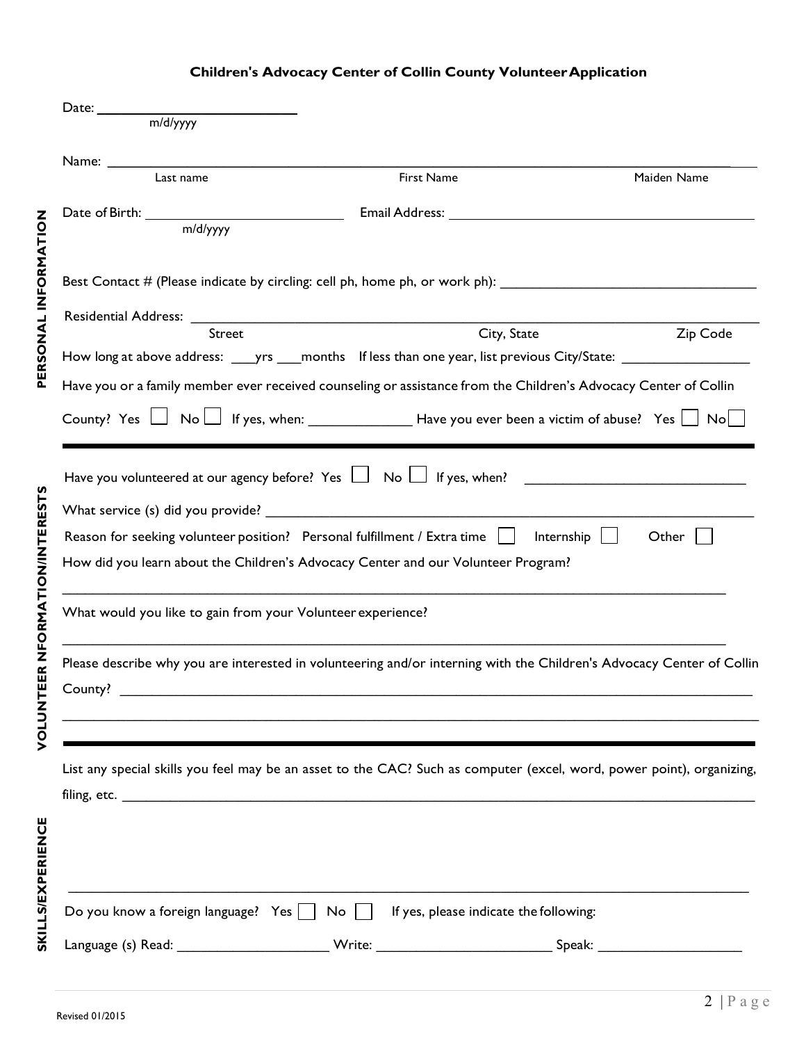# Children's Advocacy Center of Collin County Volunteer Application

## PERSONAL INFORMATION

Date: ______________________
m/d/yyyy

Name: ___________________________________________________________________________
Last name | First Name | Maiden Name

Date of Birth: ______________________ Email Address: ______________________________________
m/d/yyyy

Best Contact # (Please indicate by circling: cell ph, home ph, or work ph): ______________________________

Residential Address: _____________________________________________________________________
Street | City, State | Zip Code

How long at above address: ___yrs ___months If less than one year, list previous City/State: _______________

Have you or a family member ever received counseling or assistance from the Children's Advocacy Center of Collin County? Yes ☐ No ☐ If yes, when: _____________ Have you ever been a victim of abuse? Yes ☐ No ☐

## VOLUNTEER NFORMATION/INTERESTS

Have you volunteered at our agency before? Yes ☐ No ☐ If yes, when? ___________________________

What service (s) did you provide? ___________________________________________________________

Reason for seeking volunteer position? Personal fulfillment / Extra time ☐ Internship ☐ Other ☐

How did you learn about the Children's Advocacy Center and our Volunteer Program?

_____________________________________________________________________________________

What would you like to gain from your Volunteer experience?

_____________________________________________________________________________________

Please describe why you are interested in volunteering and/or interning with the Children's Advocacy Center of Collin County? _______________________________________________________________________________

_____________________________________________________________________________________

## SKILLS/EXPERIENCE

List any special skills you feel may be an asset to the CAC? Such as computer (excel, word, power point), organizing, filing, etc. ____________________________________________________________________________

_____________________________________________________________________________________

Do you know a foreign language? Yes ☐ No ☐ If yes, please indicate the following:

Language (s) Read: ___________________ Write: ______________________ Speak: __________________

Revised 01/2015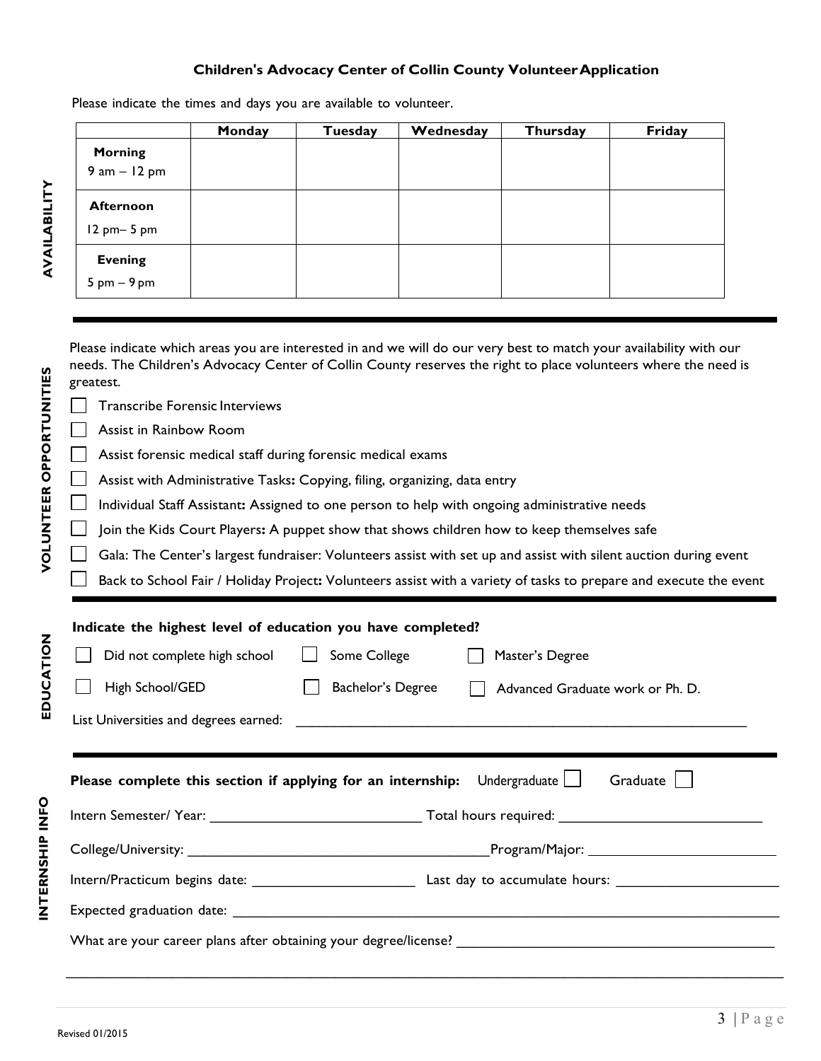## Children's Advocacy Center of Collin County Volunteer Application

**AVAILABILITY**

Please indicate the times and days you are available to volunteer.

| | Monday | Tuesday | Wednesday | Thursday | Friday |
|---|---|---|---|---|---|
| **Morning** 9 am – 12 pm | | | | | |
| **Afternoon** 12 pm– 5 pm | | | | | |
| **Evening** 5 pm – 9 pm | | | | | |

**VOLUNTEER OPPORTUNITIES**

Please indicate which areas you are interested in and we will do our very best to match your availability with our needs. The Children's Advocacy Center of Collin County reserves the right to place volunteers where the need is greatest.

- ☐ Transcribe Forensic Interviews
- ☐ Assist in Rainbow Room
- ☐ Assist forensic medical staff during forensic medical exams
- ☐ Assist with Administrative Tasks**:** Copying, filing, organizing, data entry
- ☐ Individual Staff Assistant**:** Assigned to one person to help with ongoing administrative needs
- ☐ Join the Kids Court Players**:** A puppet show that shows children how to keep themselves safe
- ☐ Gala: The Center's largest fundraiser: Volunteers assist with set up and assist with silent auction during event
- ☐ Back to School Fair / Holiday Project**:** Volunteers assist with a variety of tasks to prepare and execute the event

**EDUCATION**

**Indicate the highest level of education you have completed?**

- ☐ Did not complete high school
- ☐ Some College
- ☐ Master's Degree
- ☐ High School/GED
- ☐ Bachelor's Degree
- ☐ Advanced Graduate work or Ph. D.

List Universities and degrees earned: ____________________________________________________________

**INTERNSHIP INFO**

**Please complete this section if applying for an internship:** Undergraduate ☐ Graduate ☐

Intern Semester/ Year: ___________________________ Total hours required: __________________________

College/University: _______________________________________Program/Major: ________________________

Intern/Practicum begins date: _____________________ Last day to accumulate hours: _____________________

Expected graduation date: _________________________________________________________________________

What are your career plans after obtaining your degree/license? ________________________________________

_____________________________________________________________________________________________

Revised 01/2015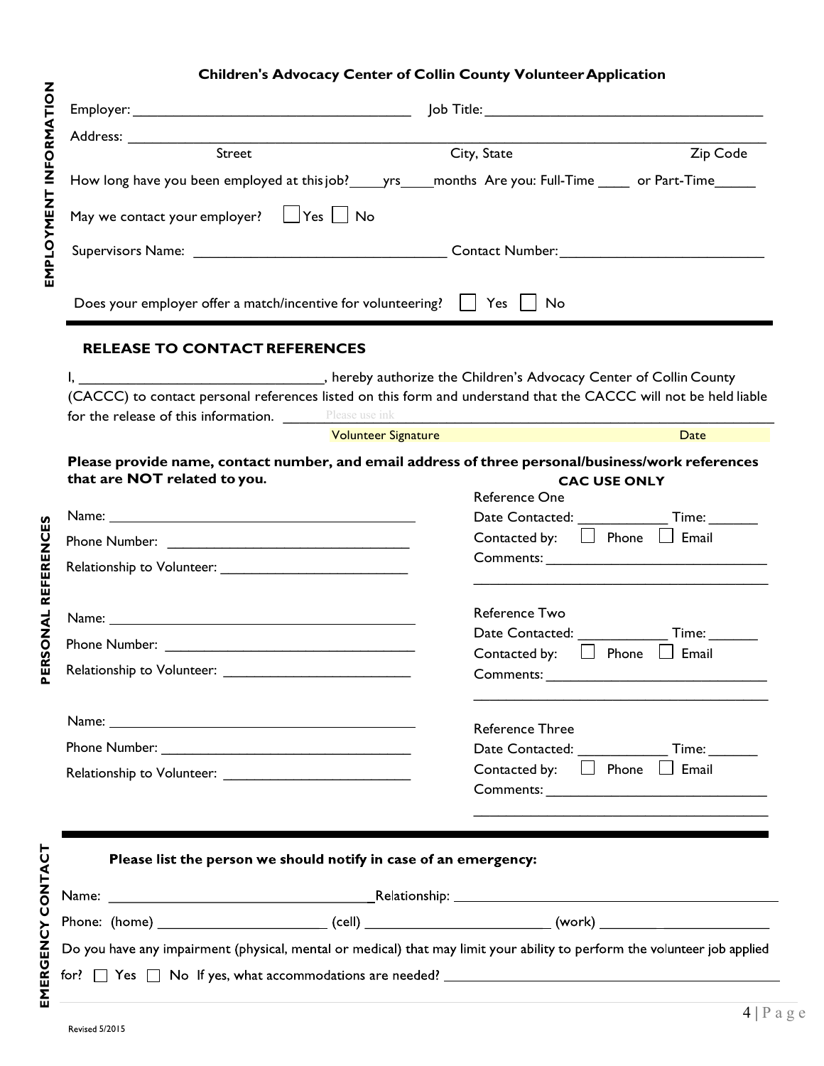## Children's Advocacy Center of Collin County Volunteer Application

**EMPLOYMENT INFORMATION**

Employer: ____________________________________ Job Title: ____________________________________

Address: ______________________________________________________________________________
Street City, State Zip Code

How long have you been employed at this job?____yrs____months Are you: Full-Time ____ or Part-Time_____

May we contact your employer? ☐ Yes ☐ No

Supervisors Name: ________________________________ Contact Number: _________________________

Does your employer offer a match/incentive for volunteering? ☐ Yes ☐ No

### RELEASE TO CONTACT REFERENCES

I, ______________________________, hereby authorize the Children's Advocacy Center of Collin County (CACCC) to contact personal references listed on this form and understand that the CACCC will not be held liable for the release of this information. ____Please use ink______________________________________

Volunteer Signature Date

**PERSONAL REFERENCES**

**Please provide name, contact number, and email address of three personal/business/work references that are NOT related to you.**

**CAC USE ONLY**

Name: ____________________________________________

Phone Number: ________________________________

Relationship to Volunteer: ________________________

Reference One
Date Contacted: ___________ Time: ______
Contacted by: ☐ Phone ☐ Email
Comments: ____________________________
______________________________________

Name: ____________________________________________

Phone Number: ________________________________

Relationship to Volunteer: ________________________

Reference Two
Date Contacted: ___________ Time: ______
Contacted by: ☐ Phone ☐ Email
Comments: ____________________________
______________________________________

Name: ____________________________________________

Phone Number: ________________________________

Relationship to Volunteer: ________________________

Reference Three
Date Contacted: ___________ Time: ______
Contacted by: ☐ Phone ☐ Email
Comments: ____________________________
______________________________________

**EMERGENCY CONTACT**

**Please list the person we should notify in case of an emergency:**

Name: __________________________________ Relationship: ____________________________________

Phone: (home) _____________________ (cell) _______________________ (work) ______________________

Do you have any impairment (physical, mental or medical) that may limit your ability to perform the volunteer job applied for? ☐ Yes ☐ No If yes, what accommodations are needed? ___________________________________

Revised 5/2015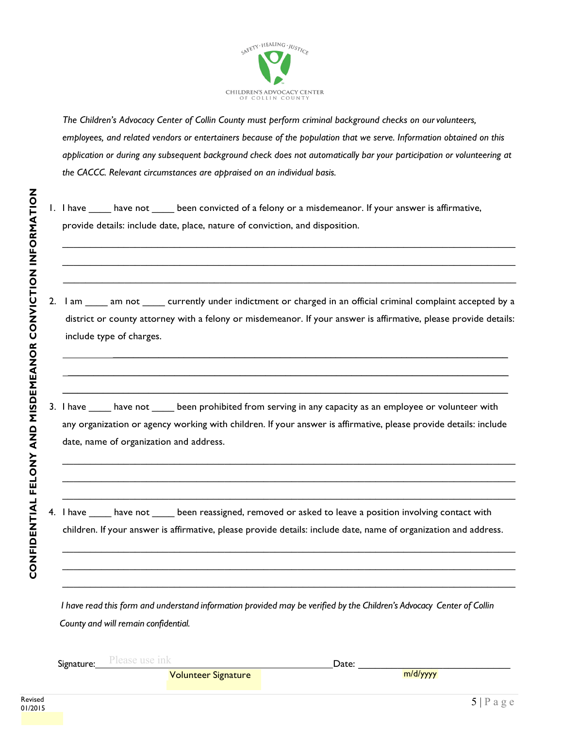SAFETY · HEALING · JUSTICE

CHILDREN'S ADVOCACY CENTER OF COLLIN COUNTY

## CONFIDENTIAL FELONY AND MISDEMEANOR CONVICTION INFORMATION

*The Children's Advocacy Center of Collin County must perform criminal background checks on our volunteers, employees, and related vendors or entertainers because of the population that we serve. Information obtained on this application or during any subsequent background check does not automatically bar your participation or volunteering at the CACCC. Relevant circumstances are appraised on an individual basis.*

1. I have ____ have not ____ been convicted of a felony or a misdemeanor. If your answer is affirmative, provide details: include date, place, nature of conviction, and disposition.

   ______________________________________________________________________________

   ______________________________________________________________________________

   ______________________________________________________________________________

2. I am ____ am not ____ currently under indictment or charged in an official criminal complaint accepted by a district or county attorney with a felony or misdemeanor. If your answer is affirmative, please provide details: include type of charges.

   ______________________________________________________________________________

   ______________________________________________________________________________

   ______________________________________________________________________________

3. I have ____ have not ____ been prohibited from serving in any capacity as an employee or volunteer with any organization or agency working with children. If your answer is affirmative, please provide details: include date, name of organization and address.

   ______________________________________________________________________________

   ______________________________________________________________________________

   ______________________________________________________________________________

4. I have ____ have not ____ been reassigned, removed or asked to leave a position involving contact with children. If your answer is affirmative, please provide details: include date, name of organization and address.

   ______________________________________________________________________________

   ______________________________________________________________________________

   ______________________________________________________________________________

*I have read this form and understand information provided may be verified by the Children's Advocacy Center of Collin County and will remain confidential.*

Signature: Please use ink ______________________________ Date: ______________________
Volunteer Signature m/d/yyyy

Revised 01/2015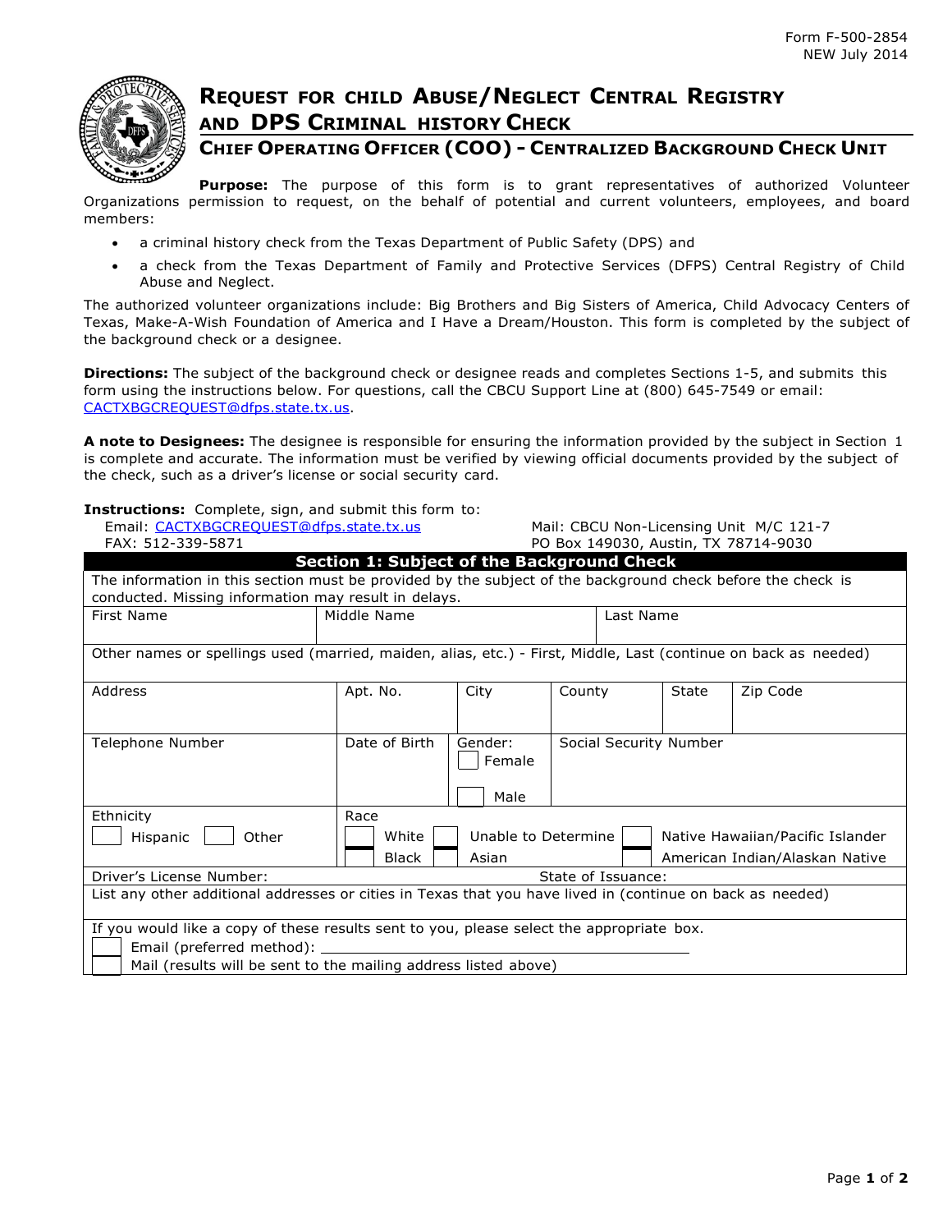Form F-500-2854
NEW July 2014

# Request for Child Abuse/Neglect Central Registry and DPS Criminal History Check

## Chief Operating Officer (COO) - Centralized Background Check Unit

**Purpose:** The purpose of this form is to grant representatives of authorized Volunteer Organizations permission to request, on the behalf of potential and current volunteers, employees, and board members:

- a criminal history check from the Texas Department of Public Safety (DPS) and
- a check from the Texas Department of Family and Protective Services (DFPS) Central Registry of Child Abuse and Neglect.

The authorized volunteer organizations include: Big Brothers and Big Sisters of America, Child Advocacy Centers of Texas, Make-A-Wish Foundation of America and I Have a Dream/Houston. This form is completed by the subject of the background check or a designee.

**Directions:** The subject of the background check or designee reads and completes Sections 1-5, and submits this form using the instructions below. For questions, call the CBCU Support Line at (800) 645-7549 or email: CACTXBGCREQUEST@dfps.state.tx.us.

**A note to Designees:** The designee is responsible for ensuring the information provided by the subject in Section 1 is complete and accurate. The information must be verified by viewing official documents provided by the subject of the check, such as a driver's license or social security card.

**Instructions:** Complete, sign, and submit this form to:

Email: CACTXBGCREQUEST@dfps.state.tx.us
FAX: 512-339-5871

Mail: CBCU Non-Licensing Unit M/C 121-7
PO Box 149030, Austin, TX 78714-9030

### Section 1: Subject of the Background Check

The information in this section must be provided by the subject of the background check before the check is conducted. Missing information may result in delays.

| First Name | Middle Name | Last Name |
|---|---|---|
| | | |

Other names or spellings used (married, maiden, alias, etc.) - First, Middle, Last (continue on back as needed)

| Address | Apt. No. | City | County | State | Zip Code |
|---|---|---|---|---|---|
| | | | | | |

| Telephone Number | Date of Birth | Gender: ☐ Female ☐ Male | Social Security Number |
|---|---|---|---|
| | | | |

Ethnicity: ☐ Hispanic ☐ Other

Race: ☐ White ☐ Black ☐ Unable to Determine ☐ Asian ☐ Native Hawaiian/Pacific Islander ☐ American Indian/Alaskan Native

Driver's License Number: State of Issuance:

List any other additional addresses or cities in Texas that you have lived in (continue on back as needed)

If you would like a copy of these results sent to you, please select the appropriate box.

☐ Email (preferred method): ______________________________

☐ Mail (results will be sent to the mailing address listed above)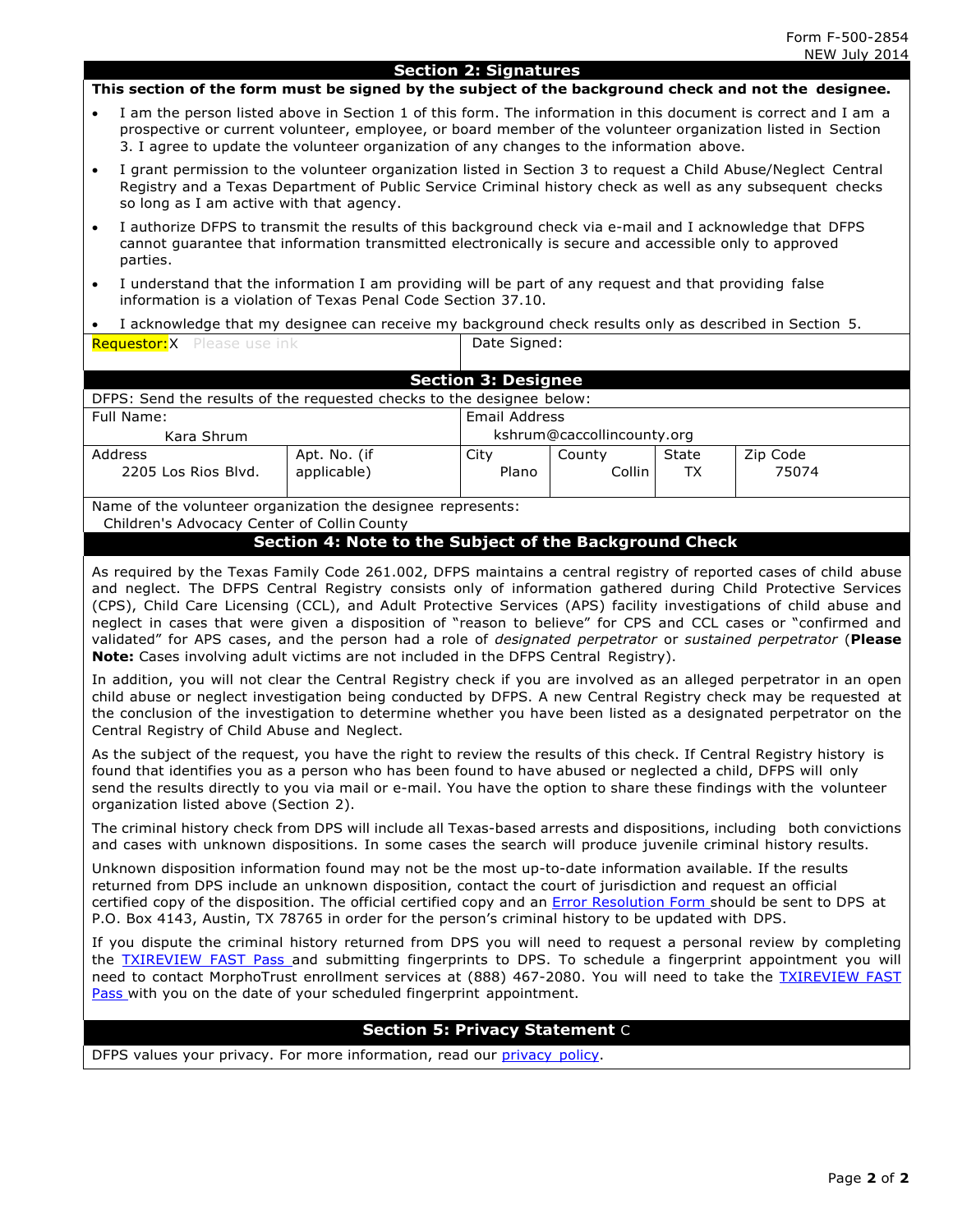Form F-500-2854
NEW July 2014

## Section 2: Signatures

**This section of the form must be signed by the subject of the background check and not the designee.**

- I am the person listed above in Section 1 of this form. The information in this document is correct and I am a prospective or current volunteer, employee, or board member of the volunteer organization listed in Section 3. I agree to update the volunteer organization of any changes to the information above.
- I grant permission to the volunteer organization listed in Section 3 to request a Child Abuse/Neglect Central Registry and a Texas Department of Public Service Criminal history check as well as any subsequent checks so long as I am active with that agency.
- I authorize DFPS to transmit the results of this background check via e-mail and I acknowledge that DFPS cannot guarantee that information transmitted electronically is secure and accessible only to approved parties.
- I understand that the information I am providing will be part of any request and that providing false information is a violation of Texas Penal Code Section 37.10.
- I acknowledge that my designee can receive my background check results only as described in Section 5.

| | |
|---|---|
| Requestor: X Please use ink | Date Signed: |

## Section 3: Designee

DFPS: Send the results of the requested checks to the designee below:

| Full Name: | | Email Address | | | |
|---|---|---|---|---|---|
| Kara Shrum | | kshrum@caccollincounty.org | | | |
| Address | Apt. No. (if applicable) | City | County | State | Zip Code |
| 2205 Los Rios Blvd. | | Plano | Collin | TX | 75074 |

Name of the volunteer organization the designee represents:
Children's Advocacy Center of Collin County

## Section 4: Note to the Subject of the Background Check

As required by the Texas Family Code 261.002, DFPS maintains a central registry of reported cases of child abuse and neglect. The DFPS Central Registry consists only of information gathered during Child Protective Services (CPS), Child Care Licensing (CCL), and Adult Protective Services (APS) facility investigations of child abuse and neglect in cases that were given a disposition of "reason to believe" for CPS and CCL cases or "confirmed and validated" for APS cases, and the person had a role of *designated perpetrator* or *sustained perpetrator* (**Please Note:** Cases involving adult victims are not included in the DFPS Central Registry).

In addition, you will not clear the Central Registry check if you are involved as an alleged perpetrator in an open child abuse or neglect investigation being conducted by DFPS. A new Central Registry check may be requested at the conclusion of the investigation to determine whether you have been listed as a designated perpetrator on the Central Registry of Child Abuse and Neglect.

As the subject of the request, you have the right to review the results of this check. If Central Registry history is found that identifies you as a person who has been found to have abused or neglected a child, DFPS will only send the results directly to you via mail or e-mail. You have the option to share these findings with the volunteer organization listed above (Section 2).

The criminal history check from DPS will include all Texas-based arrests and dispositions, including both convictions and cases with unknown dispositions. In some cases the search will produce juvenile criminal history results.

Unknown disposition information found may not be the most up-to-date information available. If the results returned from DPS include an unknown disposition, contact the court of jurisdiction and request an official certified copy of the disposition. The official certified copy and an Error Resolution Form should be sent to DPS at P.O. Box 4143, Austin, TX 78765 in order for the person's criminal history to be updated with DPS.

If you dispute the criminal history returned from DPS you will need to request a personal review by completing the TXIREVIEW FAST Pass and submitting fingerprints to DPS. To schedule a fingerprint appointment you will need to contact MorphoTrust enrollment services at (888) 467-2080. You will need to take the TXIREVIEW FAST Pass with you on the date of your scheduled fingerprint appointment.

## Section 5: Privacy Statement C

DFPS values your privacy. For more information, read our privacy policy.